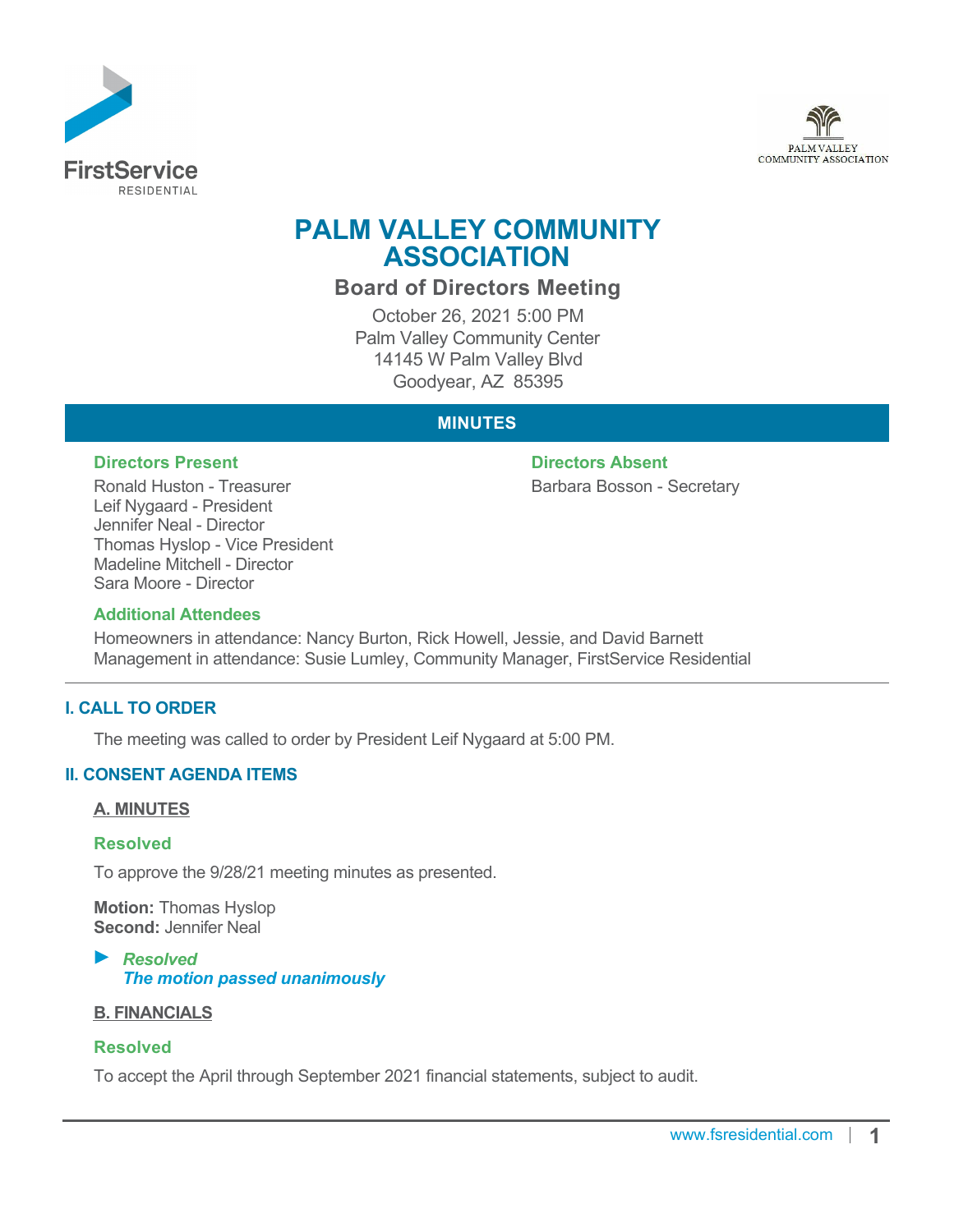# PALM VALLEY COMMUNITY ASSOCIATION

## Board of Directors Meeting

October 26, 2021 5:00 PM
Palm Valley Community Center
14145 W Palm Valley Blvd
Goodyear, AZ 85395

## MINUTES

### Directors Present

Ronald Huston - Treasurer
Leif Nygaard - President
Jennifer Neal - Director
Thomas Hyslop - Vice President
Madeline Mitchell - Director
Sara Moore - Director

### Directors Absent

Barbara Bosson - Secretary

### Additional Attendees

Homeowners in attendance: Nancy Burton, Rick Howell, Jessie, and David Barnett
Management in attendance: Susie Lumley, Community Manager, FirstService Residential

---

## I. CALL TO ORDER

The meeting was called to order by President Leif Nygaard at 5:00 PM.

## II. CONSENT AGENDA ITEMS

### A. MINUTES

**Resolved**

To approve the 9/28/21 meeting minutes as presented.

**Motion:** Thomas Hyslop
**Second:** Jennifer Neal

► ***Resolved***
***The motion passed unanimously***

### B. FINANCIALS

**Resolved**

To accept the April through September 2021 financial statements, subject to audit.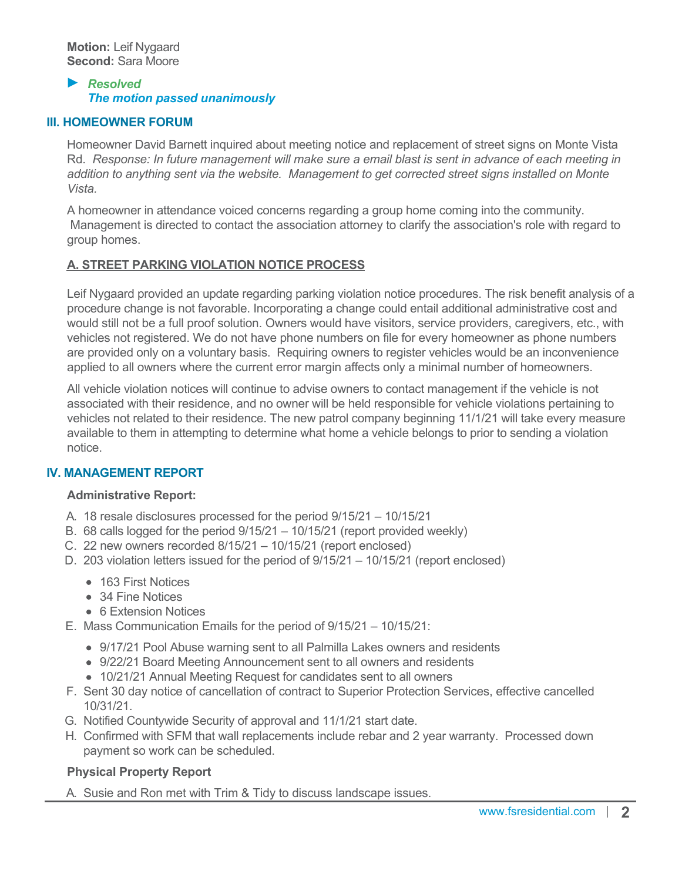**Motion:** Leif Nygaard
**Second:** Sara Moore

► ***Resolved***
***The motion passed unanimously***

## III. HOMEOWNER FORUM

Homeowner David Barnett inquired about meeting notice and replacement of street signs on Monte Vista Rd. *Response: In future management will make sure a email blast is sent in advance of each meeting in addition to anything sent via the website. Management to get corrected street signs installed on Monte Vista.*

A homeowner in attendance voiced concerns regarding a group home coming into the community. Management is directed to contact the association attorney to clarify the association's role with regard to group homes.

### A. STREET PARKING VIOLATION NOTICE PROCESS

Leif Nygaard provided an update regarding parking violation notice procedures. The risk benefit analysis of a procedure change is not favorable. Incorporating a change could entail additional administrative cost and would still not be a full proof solution. Owners would have visitors, service providers, caregivers, etc., with vehicles not registered. We do not have phone numbers on file for every homeowner as phone numbers are provided only on a voluntary basis. Requiring owners to register vehicles would be an inconvenience applied to all owners where the current error margin affects only a minimal number of homeowners.

All vehicle violation notices will continue to advise owners to contact management if the vehicle is not associated with their residence, and no owner will be held responsible for vehicle violations pertaining to vehicles not related to their residence. The new patrol company beginning 11/1/21 will take every measure available to them in attempting to determine what home a vehicle belongs to prior to sending a violation notice.

## IV. MANAGEMENT REPORT

**Administrative Report:**

A. 18 resale disclosures processed for the period 9/15/21 – 10/15/21
B. 68 calls logged for the period 9/15/21 – 10/15/21 (report provided weekly)
C. 22 new owners recorded 8/15/21 – 10/15/21 (report enclosed)
D. 203 violation letters issued for the period of 9/15/21 – 10/15/21 (report enclosed)
   - 163 First Notices
   - 34 Fine Notices
   - 6 Extension Notices
E. Mass Communication Emails for the period of 9/15/21 – 10/15/21:
   - 9/17/21 Pool Abuse warning sent to all Palmilla Lakes owners and residents
   - 9/22/21 Board Meeting Announcement sent to all owners and residents
   - 10/21/21 Annual Meeting Request for candidates sent to all owners
F. Sent 30 day notice of cancellation of contract to Superior Protection Services, effective cancelled 10/31/21.
G. Notified Countywide Security of approval and 11/1/21 start date.
H. Confirmed with SFM that wall replacements include rebar and 2 year warranty. Processed down payment so work can be scheduled.

**Physical Property Report**

A. Susie and Ron met with Trim & Tidy to discuss landscape issues.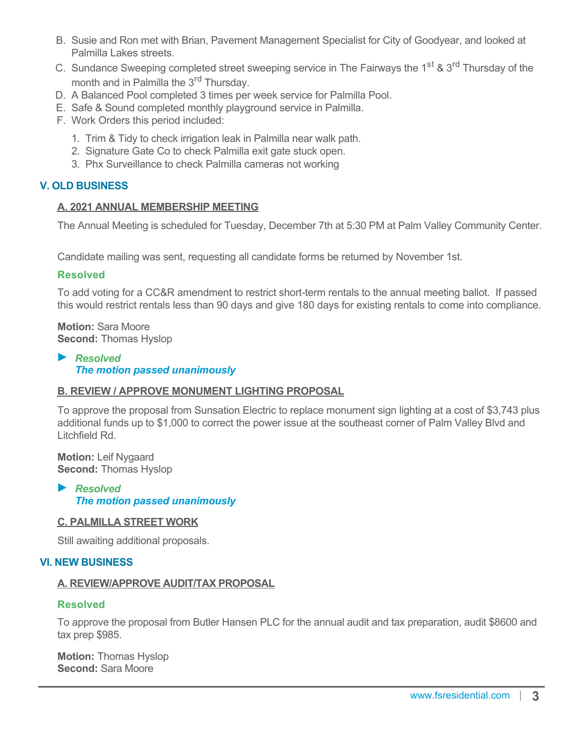B. Susie and Ron met with Brian, Pavement Management Specialist for City of Goodyear, and looked at Palmilla Lakes streets.
C. Sundance Sweeping completed street sweeping service in The Fairways the 1st & 3rd Thursday of the month and in Palmilla the 3rd Thursday.
D. A Balanced Pool completed 3 times per week service for Palmilla Pool.
E. Safe & Sound completed monthly playground service in Palmilla.
F. Work Orders this period included:
    1. Trim & Tidy to check irrigation leak in Palmilla near walk path.
    2. Signature Gate Co to check Palmilla exit gate stuck open.
    3. Phx Surveillance to check Palmilla cameras not working

## V. OLD BUSINESS

### A. 2021 ANNUAL MEMBERSHIP MEETING

The Annual Meeting is scheduled for Tuesday, December 7th at 5:30 PM at Palm Valley Community Center.

Candidate mailing was sent, requesting all candidate forms be returned by November 1st.

**Resolved**

To add voting for a CC&R amendment to restrict short-term rentals to the annual meeting ballot. If passed this would restrict rentals less than 90 days and give 180 days for existing rentals to come into compliance.

**Motion:** Sara Moore
**Second:** Thomas Hyslop

► ***Resolved***
***The motion passed unanimously***

### B. REVIEW / APPROVE MONUMENT LIGHTING PROPOSAL

To approve the proposal from Sunsation Electric to replace monument sign lighting at a cost of $3,743 plus additional funds up to $1,000 to correct the power issue at the southeast corner of Palm Valley Blvd and Litchfield Rd.

**Motion:** Leif Nygaard
**Second:** Thomas Hyslop

► ***Resolved***
***The motion passed unanimously***

### C. PALMILLA STREET WORK

Still awaiting additional proposals.

## VI. NEW BUSINESS

### A. REVIEW/APPROVE AUDIT/TAX PROPOSAL

**Resolved**

To approve the proposal from Butler Hansen PLC for the annual audit and tax preparation, audit $8600 and tax prep $985.

**Motion:** Thomas Hyslop
**Second:** Sara Moore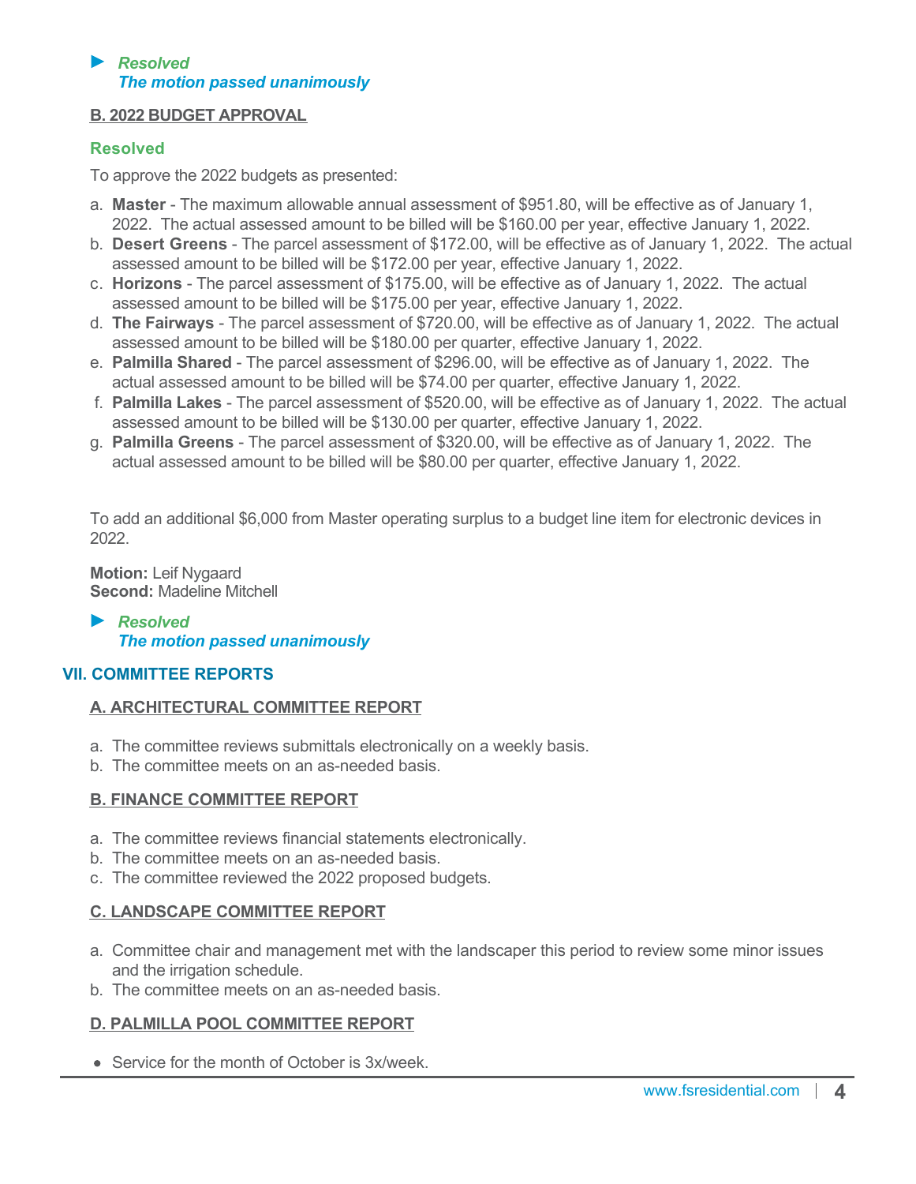► ***Resolved***
***The motion passed unanimously***

### B. 2022 BUDGET APPROVAL

**Resolved**

To approve the 2022 budgets as presented:

a. **Master** - The maximum allowable annual assessment of $951.80, will be effective as of January 1, 2022. The actual assessed amount to be billed will be $160.00 per year, effective January 1, 2022.
b. **Desert Greens** - The parcel assessment of $172.00, will be effective as of January 1, 2022. The actual assessed amount to be billed will be $172.00 per year, effective January 1, 2022.
c. **Horizons** - The parcel assessment of $175.00, will be effective as of January 1, 2022. The actual assessed amount to be billed will be $175.00 per year, effective January 1, 2022.
d. **The Fairways** - The parcel assessment of $720.00, will be effective as of January 1, 2022. The actual assessed amount to be billed will be $180.00 per quarter, effective January 1, 2022.
e. **Palmilla Shared** - The parcel assessment of $296.00, will be effective as of January 1, 2022. The actual assessed amount to be billed will be $74.00 per quarter, effective January 1, 2022.
f. **Palmilla Lakes** - The parcel assessment of $520.00, will be effective as of January 1, 2022. The actual assessed amount to be billed will be $130.00 per quarter, effective January 1, 2022.
g. **Palmilla Greens** - The parcel assessment of $320.00, will be effective as of January 1, 2022. The actual assessed amount to be billed will be $80.00 per quarter, effective January 1, 2022.

To add an additional $6,000 from Master operating surplus to a budget line item for electronic devices in 2022.

**Motion:** Leif Nygaard
**Second:** Madeline Mitchell

► ***Resolved***
***The motion passed unanimously***

## VII. COMMITTEE REPORTS

### A. ARCHITECTURAL COMMITTEE REPORT

a. The committee reviews submittals electronically on a weekly basis.
b. The committee meets on an as-needed basis.

### B. FINANCE COMMITTEE REPORT

a. The committee reviews financial statements electronically.
b. The committee meets on an as-needed basis.
c. The committee reviewed the 2022 proposed budgets.

### C. LANDSCAPE COMMITTEE REPORT

a. Committee chair and management met with the landscaper this period to review some minor issues and the irrigation schedule.
b. The committee meets on an as-needed basis.

### D. PALMILLA POOL COMMITTEE REPORT

- Service for the month of October is 3x/week.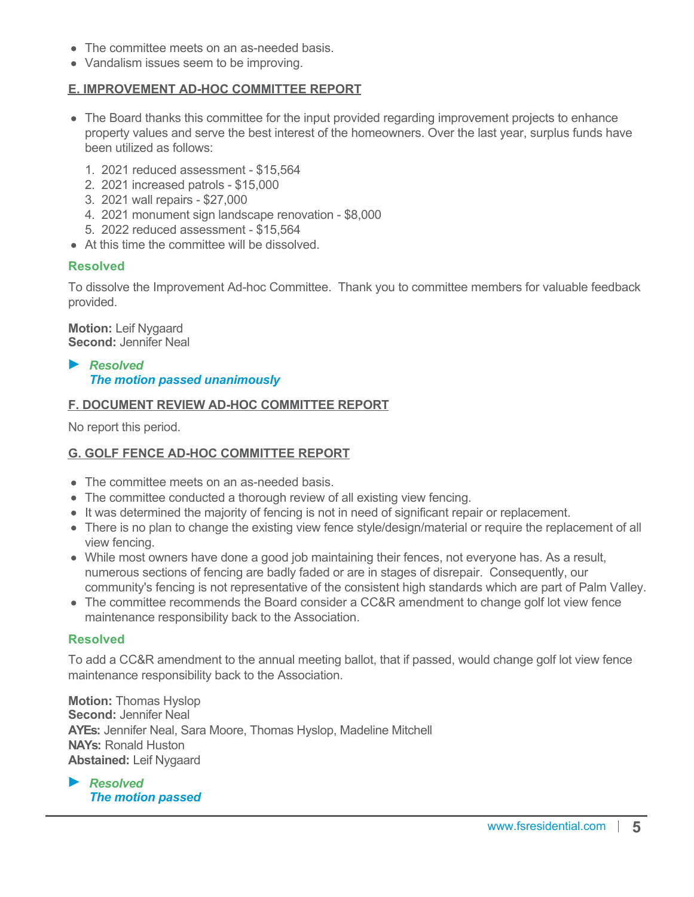- The committee meets on an as-needed basis.
- Vandalism issues seem to be improving.

## E. IMPROVEMENT AD-HOC COMMITTEE REPORT

- The Board thanks this committee for the input provided regarding improvement projects to enhance property values and serve the best interest of the homeowners. Over the last year, surplus funds have been utilized as follows:
  1. 2021 reduced assessment - $15,564
  2. 2021 increased patrols - $15,000
  3. 2021 wall repairs - $27,000
  4. 2021 monument sign landscape renovation - $8,000
  5. 2022 reduced assessment - $15,564
- At this time the committee will be dissolved.

**Resolved**

To dissolve the Improvement Ad-hoc Committee. Thank you to committee members for valuable feedback provided.

**Motion:** Leif Nygaard
**Second:** Jennifer Neal

► ***Resolved***
***The motion passed unanimously***

## F. DOCUMENT REVIEW AD-HOC COMMITTEE REPORT

No report this period.

## G. GOLF FENCE AD-HOC COMMITTEE REPORT

- The committee meets on an as-needed basis.
- The committee conducted a thorough review of all existing view fencing.
- It was determined the majority of fencing is not in need of significant repair or replacement.
- There is no plan to change the existing view fence style/design/material or require the replacement of all view fencing.
- While most owners have done a good job maintaining their fences, not everyone has. As a result, numerous sections of fencing are badly faded or are in stages of disrepair. Consequently, our community's fencing is not representative of the consistent high standards which are part of Palm Valley.
- The committee recommends the Board consider a CC&R amendment to change golf lot view fence maintenance responsibility back to the Association.

**Resolved**

To add a CC&R amendment to the annual meeting ballot, that if passed, would change golf lot view fence maintenance responsibility back to the Association.

**Motion:** Thomas Hyslop
**Second:** Jennifer Neal
**AYEs:** Jennifer Neal, Sara Moore, Thomas Hyslop, Madeline Mitchell
**NAYs:** Ronald Huston
**Abstained:** Leif Nygaard

► ***Resolved***
***The motion passed***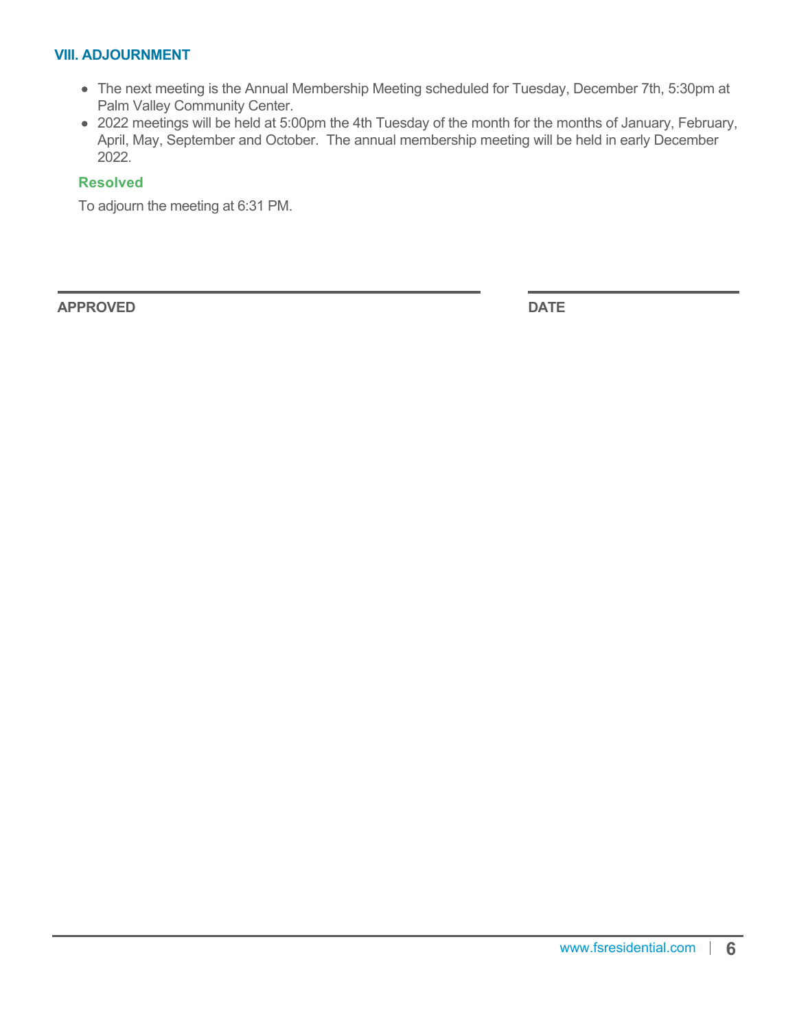## VIII. ADJOURNMENT

- The next meeting is the Annual Membership Meeting scheduled for Tuesday, December 7th, 5:30pm at Palm Valley Community Center.
- 2022 meetings will be held at 5:00pm the 4th Tuesday of the month for the months of January, February, April, May, September and October. The annual membership meeting will be held in early December 2022.

**Resolved**

To adjourn the meeting at 6:31 PM.

\_\_\_\_\_\_\_\_\_\_\_\_\_\_\_\_\_\_\_\_\_\_\_\_\_\_\_\_\_\_\_\_\_\_\_\_\_\_\_\_ \_\_\_\_\_\_\_\_\_\_\_\_\_\_\_\_\_\_\_\_

**APPROVED** **DATE**